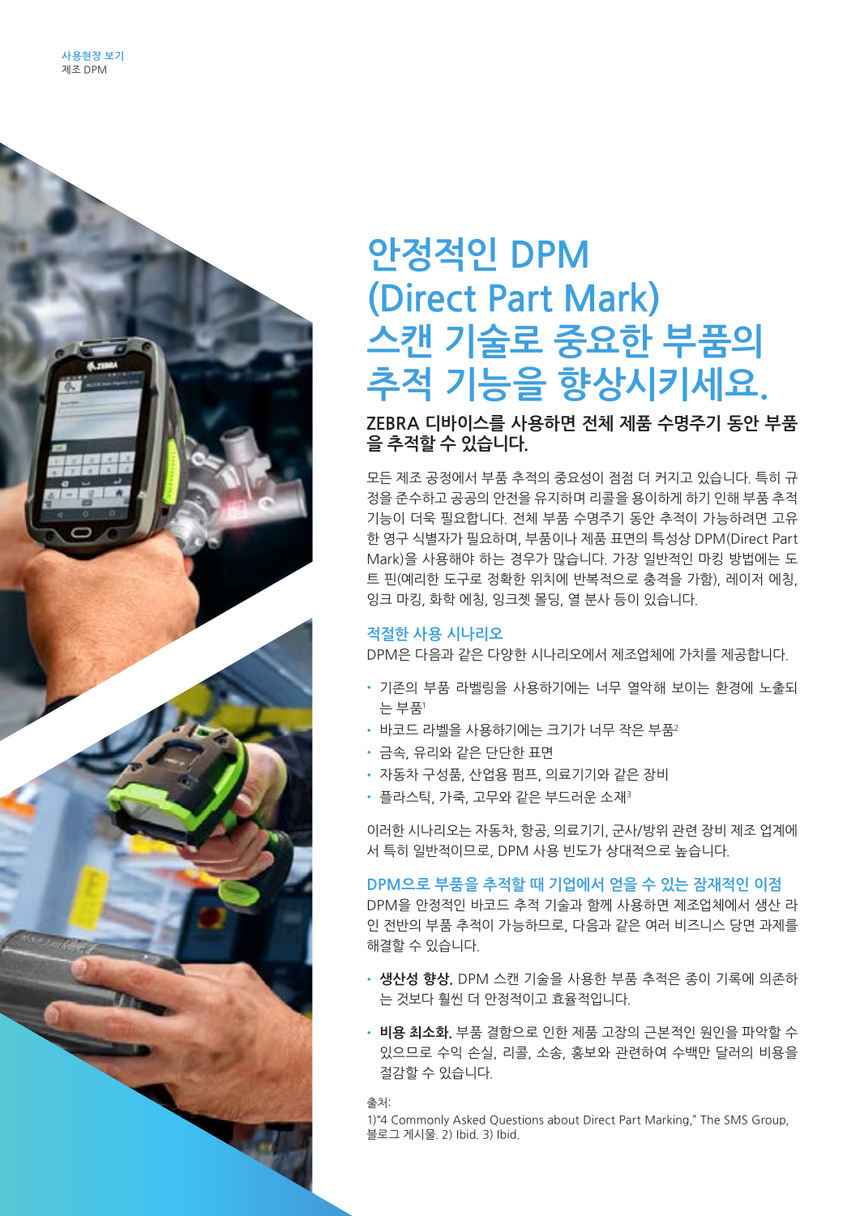사용현장 보기
제조 DPM

# 안정적인 DPM (Direct Part Mark) 스캔 기술로 중요한 부품의 추적 기능을 향상시키세요.

## ZEBRA 디바이스를 사용하면 전체 제품 수명주기 동안 부품을 추적할 수 있습니다.

모든 제조 공정에서 부품 추적의 중요성이 점점 더 커지고 있습니다. 특히 규정을 준수하고 공공의 안전을 유지하며 리콜을 용이하게 하기 인해 부품 추적 기능이 더욱 필요합니다. 전체 부품 수명주기 동안 추적이 가능하려면 고유한 영구 식별자가 필요하며, 부품이나 제품 표면의 특성상 DPM(Direct Part Mark)을 사용해야 하는 경우가 많습니다. 가장 일반적인 마킹 방법에는 도트 핀(예리한 도구로 정확한 위치에 반복적으로 충격을 가함), 레이저 에칭, 잉크 마킹, 화학 에칭, 잉크젯 몰딩, 열 분사 등이 있습니다.

### 적절한 사용 시나리오

DPM은 다음과 같은 다양한 시나리오에서 제조업체에 가치를 제공합니다.

- 기존의 부품 라벨링을 사용하기에는 너무 열악해 보이는 환경에 노출되는 부품[1]
- 바코드 라벨을 사용하기에는 크기가 너무 작은 부품[2]
- 금속, 유리와 같은 단단한 표면
- 자동차 구성품, 산업용 펌프, 의료기기와 같은 장비
- 플라스틱, 가죽, 고무와 같은 부드러운 소재[3]

이러한 시나리오는 자동차, 항공, 의료기기, 군사/방위 관련 장비 제조 업계에서 특히 일반적이므로, DPM 사용 빈도가 상대적으로 높습니다.

### DPM으로 부품을 추적할 때 기업에서 얻을 수 있는 잠재적인 이점

DPM을 안정적인 바코드 추적 기술과 함께 사용하면 제조업체에서 생산 라인 전반의 부품 추적이 가능하므로, 다음과 같은 여러 비즈니스 당면 과제를 해결할 수 있습니다.

- **생산성 향상.** DPM 스캔 기술을 사용한 부품 추적은 종이 기록에 의존하는 것보다 훨씬 더 안정적이고 효율적입니다.
- **비용 최소화.** 부품 결함으로 인한 제품 고장의 근본적인 원인을 파악할 수 있으므로 수익 손실, 리콜, 소송, 홍보와 관련하여 수백만 달러의 비용을 절감할 수 있습니다.

출처:
1)"4 Commonly Asked Questions about Direct Part Marking," The SMS Group, 블로그 게시물. 2) Ibid. 3) Ibid.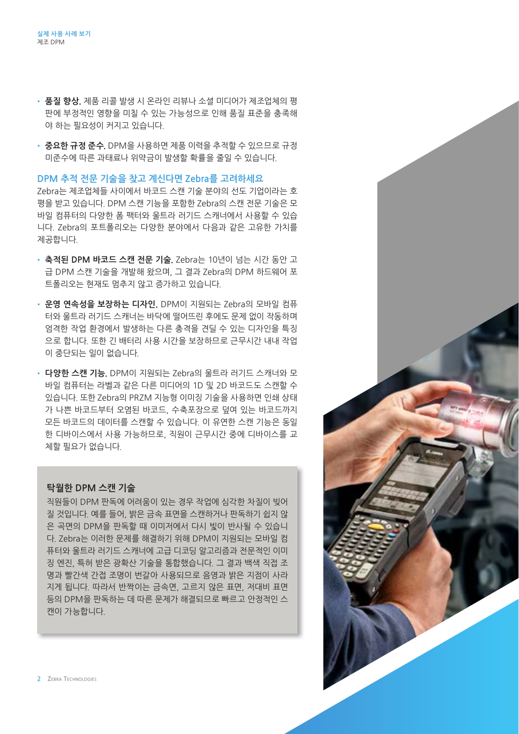- **품질 향상.** 제품 리콜 발생 시 온라인 리뷰나 소셜 미디어가 제조업체의 평판에 부정적인 영향을 미칠 수 있는 가능성으로 인해 품질 표준을 충족해야 하는 필요성이 커지고 있습니다.
- **중요한 규정 준수.** DPM을 사용하면 제품 이력을 추적할 수 있으므로 규정 미준수에 따른 과태료나 위약금이 발생할 확률을 줄일 수 있습니다.

## DPM 추적 전문 기술을 찾고 계신다면 Zebra를 고려하세요

Zebra는 제조업체들 사이에서 바코드 스캔 기술 분야의 선도 기업이라는 호평을 받고 있습니다. DPM 스캔 기능을 포함한 Zebra의 스캔 전문 기술은 모바일 컴퓨터의 다양한 폼 팩터와 울트라 러기드 스캐너에서 사용할 수 있습니다. Zebra의 포트폴리오는 다양한 분야에서 다음과 같은 고유한 가치를 제공합니다.

- **축적된 DPM 바코드 스캔 전문 기술.** Zebra는 10년이 넘는 시간 동안 고급 DPM 스캔 기술을 개발해 왔으며, 그 결과 Zebra의 DPM 하드웨어 포트폴리오는 현재도 멈추지 않고 증가하고 있습니다.
- **운영 연속성을 보장하는 디자인.** DPM이 지원되는 Zebra의 모바일 컴퓨터와 울트라 러기드 스캐너는 바닥에 떨어뜨린 후에도 문제 없이 작동하며 엄격한 작업 환경에서 발생하는 다른 충격을 견딜 수 있는 디자인을 특징으로 합니다. 또한 긴 배터리 사용 시간을 보장하므로 근무시간 내내 작업이 중단되는 일이 없습니다.
- **다양한 스캔 기능.** DPM이 지원되는 Zebra의 울트라 러기드 스캐너와 모바일 컴퓨터는 라벨과 같은 다른 미디어의 1D 및 2D 바코드도 스캔할 수 있습니다. 또한 Zebra의 PRZM 지능형 이미징 기술을 사용하면 인쇄 상태가 나쁜 바코드부터 오염된 바코드, 수축포장으로 덮여 있는 바코드까지 모든 바코드의 데이터를 스캔할 수 있습니다. 이 유연한 스캔 기능은 동일한 디바이스에서 사용 가능하므로, 직원이 근무시간 중에 디바이스를 교체할 필요가 없습니다.

### 탁월한 DPM 스캔 기술

직원들이 DPM 판독에 어려움이 있는 경우 작업에 심각한 차질이 빚어질 것입니다. 예를 들어, 밝은 금속 표면을 스캔하거나 판독하기 쉽지 않은 곡면의 DPM을 판독할 때 이미저에서 다시 빛이 반사될 수 있습니다. Zebra는 이러한 문제를 해결하기 위해 DPM이 지원되는 모바일 컴퓨터와 울트라 러기드 스캐너에 고급 디코딩 알고리즘과 전문적인 이미징 엔진, 특허 받은 광확산 기술을 통합했습니다. 그 결과 백색 직접 조명과 빨간색 간접 조명이 번갈아 사용되므로 음영과 밝은 지점이 사라지게 됩니다. 따라서 반짝이는 금속면, 고르지 않은 표면, 저대비 표면 등의 DPM을 판독하는 데 따른 문제가 해결되므로 빠르고 안정적인 스캔이 가능합니다.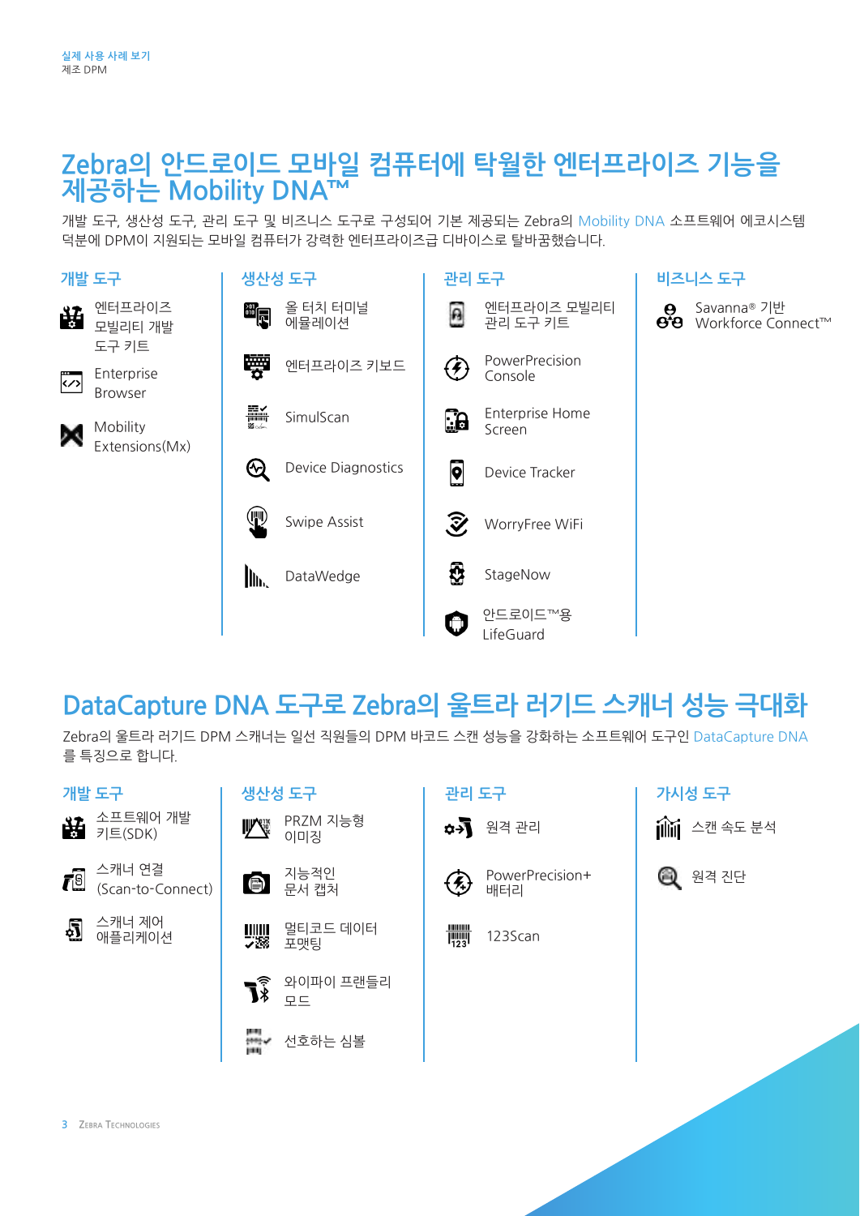# Zebra의 안드로이드 모바일 컴퓨터에 탁월한 엔터프라이즈 기능을 제공하는 Mobility DNA™

개발 도구, 생산성 도구, 관리 도구 및 비즈니스 도구로 구성되어 기본 제공되는 Zebra의 Mobility DNA 소프트웨어 에코시스템 덕분에 DPM이 지원되는 모바일 컴퓨터가 강력한 엔터프라이즈급 디바이스로 탈바꿈했습니다.

### 개발 도구

- 엔터프라이즈 모빌리티 개발 도구 키트
- Enterprise Browser
- Mobility Extensions(Mx)

### 생산성 도구

- 올 터치 터미널 에뮬레이션
- 엔터프라이즈 키보드
- SimulScan
- Device Diagnostics
- Swipe Assist
- DataWedge

### 관리 도구

- 엔터프라이즈 모빌리티 관리 도구 키트
- PowerPrecision Console
- Enterprise Home Screen
- Device Tracker
- WorryFree WiFi
- StageNow
- 안드로이드™용 LifeGuard

### 비즈니스 도구

- Savanna® 기반 Workforce Connect™

# DataCapture DNA 도구로 Zebra의 울트라 러기드 스캐너 성능 극대화

Zebra의 울트라 러기드 DPM 스캐너는 일선 직원들의 DPM 바코드 스캔 성능을 강화하는 소프트웨어 도구인 DataCapture DNA를 특징으로 합니다.

### 개발 도구

- 소프트웨어 개발 키트(SDK)
- 스캐너 연결 (Scan-to-Connect)
- 스캐너 제어 애플리케이션

### 생산성 도구

- PRZM 지능형 이미징
- 지능적인 문서 캡처
- 멀티코드 데이터 포맷팅
- 와이파이 프랜들리 모드
- 선호하는 심볼

### 관리 도구

- 원격 관리
- PowerPrecision+ 배터리
- 123Scan

### 가시성 도구

- 스캔 속도 분석
- 원격 진단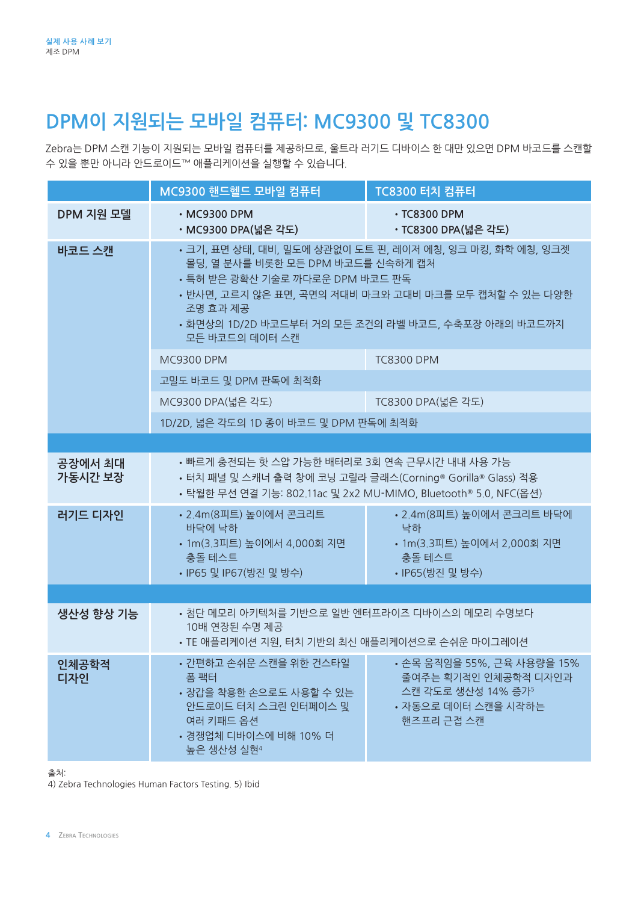# DPM이 지원되는 모바일 컴퓨터: MC9300 및 TC8300

Zebra는 DPM 스캔 기능이 지원되는 모바일 컴퓨터를 제공하므로, 울트라 러기드 디바이스 한 대만 있으면 DPM 바코드를 스캔할 수 있을 뿐만 아니라 안드로이드™ 애플리케이션을 실행할 수 있습니다.

| | MC9300 핸드헬드 모바일 컴퓨터 | TC8300 터치 컴퓨터 |
|---|---|---|
| **DPM 지원 모델** | • MC9300 DPM<br>• MC9300 DPA(넓은 각도) | • TC8300 DPM<br>• TC8300 DPA(넓은 각도) |
| **바코드 스캔** | • 크기, 표면 상태, 대비, 밀도에 상관없이 도트 핀, 레이저 에칭, 잉크 마킹, 화학 에칭, 잉크젯 몰딩, 열 분사를 비롯한 모든 DPM 바코드를 신속하게 캡처<br>• 특허 받은 광확산 기술로 까다로운 DPM 바코드 판독<br>• 반사면, 고르지 않은 표면, 곡면의 저대비 마크와 고대비 마크를 모두 캡처할 수 있는 다양한 조명 효과 제공<br>• 화면상의 1D/2D 바코드부터 거의 모든 조건의 라벨 바코드, 수축포장 아래의 바코드까지 모든 바코드의 데이터 스캔 | |
| | MC9300 DPM | TC8300 DPM |
| | 고밀도 바코드 및 DPM 판독에 최적화 | |
| | MC9300 DPA(넓은 각도) | TC8300 DPA(넓은 각도) |
| | 1D/2D, 넓은 각도의 1D 종이 바코드 및 DPM 판독에 최적화 | |
| **공장에서 최대 가동시간 보장** | • 빠르게 충전되는 핫 스왑 가능한 배터리로 3회 연속 근무시간 내내 사용 가능<br>• 터치 패널 및 스캐너 출력 창에 코닝 고릴라 글래스(Corning® Gorilla® Glass) 적용<br>• 탁월한 무선 연결 기능: 802.11ac 및 2x2 MU-MIMO, Bluetooth® 5.0, NFC(옵션) | |
| **러기드 디자인** | • 2.4m(8피트) 높이에서 콘크리트 바닥에 낙하<br>• 1m(3.3피트) 높이에서 4,000회 지면 충돌 테스트<br>• IP65 및 IP67(방진 및 방수) | • 2.4m(8피트) 높이에서 콘크리트 바닥에 낙하<br>• 1m(3.3피트) 높이에서 2,000회 지면 충돌 테스트<br>• IP65(방진 및 방수) |
| **생산성 향상 기능** | • 첨단 메모리 아키텍처를 기반으로 일반 엔터프라이즈 디바이스의 메모리 수명보다 10배 연장된 수명 제공<br>• TE 애플리케이션 지원, 터치 기반의 최신 애플리케이션으로 손쉬운 마이그레이션 | |
| **인체공학적 디자인** | • 간편하고 손쉬운 스캔을 위한 건스타일 폼 팩터<br>• 장갑을 착용한 손으로도 사용할 수 있는 안드로이드 터치 스크린 인터페이스 및 여러 키패드 옵션<br>• 경쟁업체 디바이스에 비해 10% 더 높은 생산성 실현[4] | • 손목 움직임을 55%, 근육 사용량을 15% 줄여주는 획기적인 인체공학적 디자인과 스캔 각도로 생산성 14% 증가[5]<br>• 자동으로 데이터 스캔을 시작하는 핸즈프리 근접 스캔 |

출처:
4) Zebra Technologies Human Factors Testing. 5) Ibid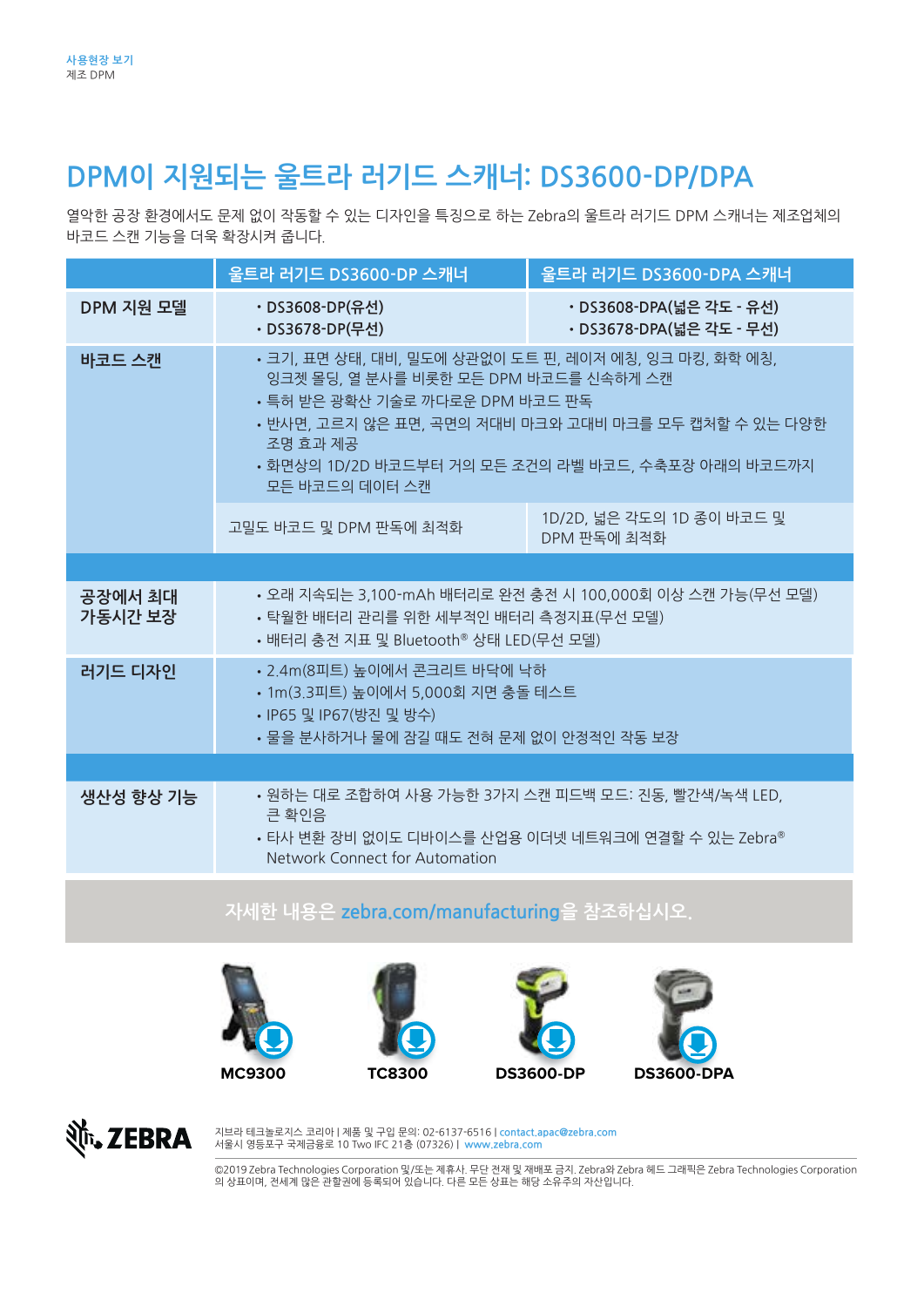사용현장 보기
제조 DPM

# DPM이 지원되는 울트라 러기드 스캐너: DS3600-DP/DPA

열악한 공장 환경에서도 문제 없이 작동할 수 있는 디자인을 특징으로 하는 Zebra의 울트라 러기드 DPM 스캐너는 제조업체의 바코드 스캔 기능을 더욱 확장시켜 줍니다.

| | 울트라 러기드 DS3600-DP 스캐너 | 울트라 러기드 DS3600-DPA 스캐너 |
|---|---|---|
| **DPM 지원 모델** | • DS3608-DP(유선)<br>• DS3678-DP(무선) | • DS3608-DPA(넓은 각도 - 유선)<br>• DS3678-DPA(넓은 각도 - 무선) |
| **바코드 스캔** | • 크기, 표면 상태, 대비, 밀도에 상관없이 도트 핀, 레이저 에칭, 잉크 마킹, 화학 에칭, 잉크젯 몰딩, 열 분사를 비롯한 모든 DPM 바코드를 신속하게 스캔<br>• 특허 받은 광확산 기술로 까다로운 DPM 바코드 판독<br>• 반사면, 고르지 않은 표면, 곡면의 저대비 마크와 고대비 마크를 모두 캡처할 수 있는 다양한 조명 효과 제공<br>• 화면상의 1D/2D 바코드부터 거의 모든 조건의 라벨 바코드, 수축포장 아래의 바코드까지 모든 바코드의 데이터 스캔 | |
| | 고밀도 바코드 및 DPM 판독에 최적화 | 1D/2D, 넓은 각도의 1D 종이 바코드 및 DPM 판독에 최적화 |
| **공장에서 최대 가동시간 보장** | • 오래 지속되는 3,100-mAh 배터리로 완전 충전 시 100,000회 이상 스캔 가능(무선 모델)<br>• 탁월한 배터리 관리를 위한 세부적인 배터리 측정지표(무선 모델)<br>• 배터리 충전 지표 및 Bluetooth® 상태 LED(무선 모델) | |
| **러기드 디자인** | • 2.4m(8피트) 높이에서 콘크리트 바닥에 낙하<br>• 1m(3.3피트) 높이에서 5,000회 지면 충돌 테스트<br>• IP65 및 IP67(방진 및 방수)<br>• 물을 분사하거나 물에 잠길 때도 전혀 문제 없이 안정적인 작동 보장 | |
| **생산성 향상 기능** | • 원하는 대로 조합하여 사용 가능한 3가지 스캔 피드백 모드: 진동, 빨간색/녹색 LED, 큰 확인음<br>• 타사 변환 장비 없이도 디바이스를 산업용 이더넷 네트워크에 연결할 수 있는 Zebra® Network Connect for Automation | |

자세한 내용은 zebra.com/manufacturing을 참조하십시오.

MC9300 TC8300 DS3600-DP DS3600-DPA

ZEBRA

지브라 테크놀로지스 코리아 | 제품 및 구입 문의: 02-6137-6516 | contact.apac@zebra.com
서울시 영등포구 국제금융로 10 Two IFC 21층 (07326) | www.zebra.com

©2019 Zebra Technologies Corporation 및/또는 제휴사. 무단 전재 및 재배포 금지. Zebra와 Zebra 헤드 그래픽은 Zebra Technologies Corporation의 상표이며, 전세계 많은 관할권에 등록되어 있습니다. 다른 모든 상표는 해당 소유주의 자산입니다.